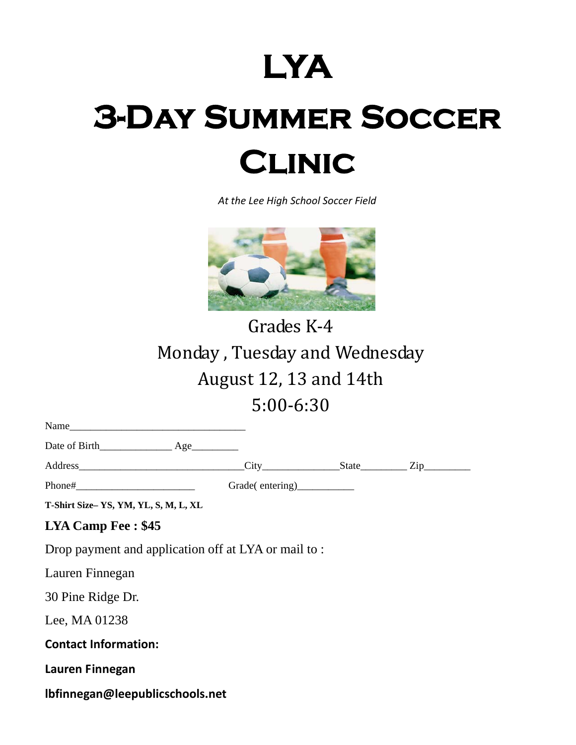# LYA

# 3-Day Summer Soccer Clinic

*At the Lee High School Soccer Field*

Grades K-4

Monday , Tuesday and Wednesday

August 12, 13 and 14th

5:00-6:30

Name_________________________________

Date of Birth_____________ Age_________

Address_______________________________City______________State________ Zip_________

Phone#______________________ Grade( entering)___________

**T-Shirt Size– YS, YM, YL, S, M, L, XL**

**LYA Camp Fee : $45**

Drop payment and application off at LYA or mail to :

Lauren Finnegan

30 Pine Ridge Dr.

Lee, MA 01238

**Contact Information:**

**Lauren Finnegan**

**lbfinnegan@leepublicschools.net**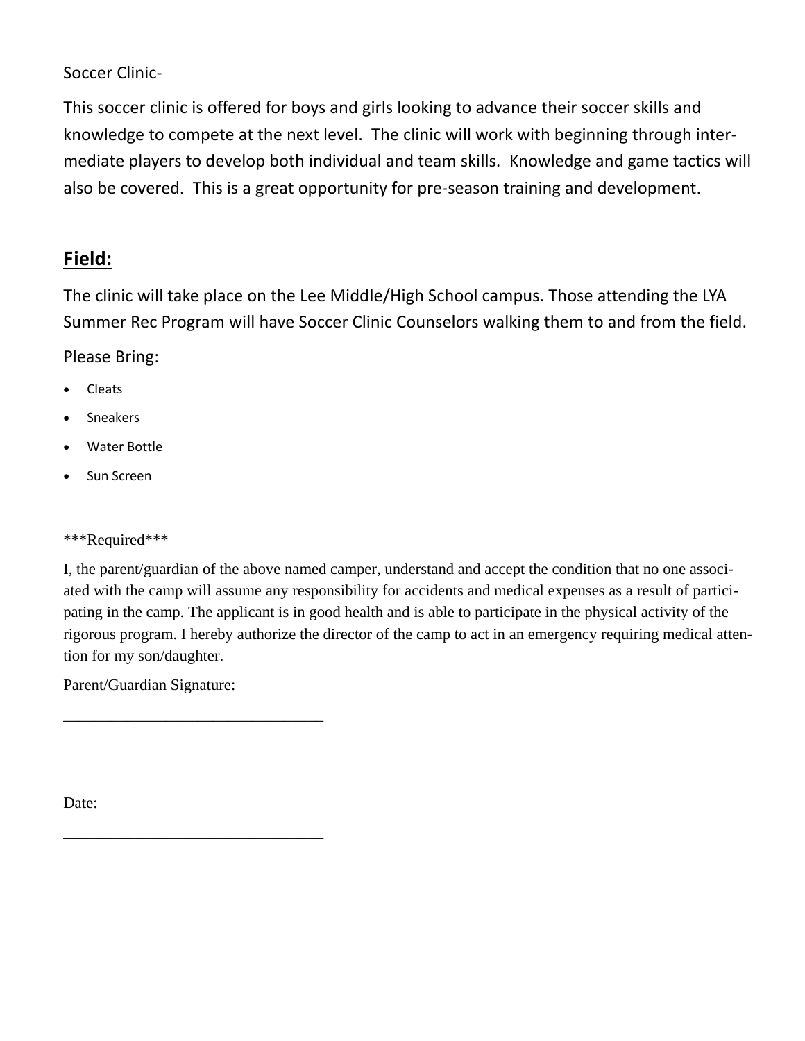Soccer Clinic-

This soccer clinic is offered for boys and girls looking to advance their soccer skills and knowledge to compete at the next level. The clinic will work with beginning through intermediate players to develop both individual and team skills. Knowledge and game tactics will also be covered. This is a great opportunity for pre-season training and development.

## **Field:**

The clinic will take place on the Lee Middle/High School campus. Those attending the LYA Summer Rec Program will have Soccer Clinic Counselors walking them to and from the field.

Please Bring:

- Cleats
- Sneakers
- Water Bottle
- Sun Screen

***Required***

I, the parent/guardian of the above named camper, understand and accept the condition that no one associated with the camp will assume any responsibility for accidents and medical expenses as a result of participating in the camp. The applicant is in good health and is able to participate in the physical activity of the rigorous program. I hereby authorize the director of the camp to act in an emergency requiring medical attention for my son/daughter.

Parent/Guardian Signature:

________________________________

Date:

________________________________